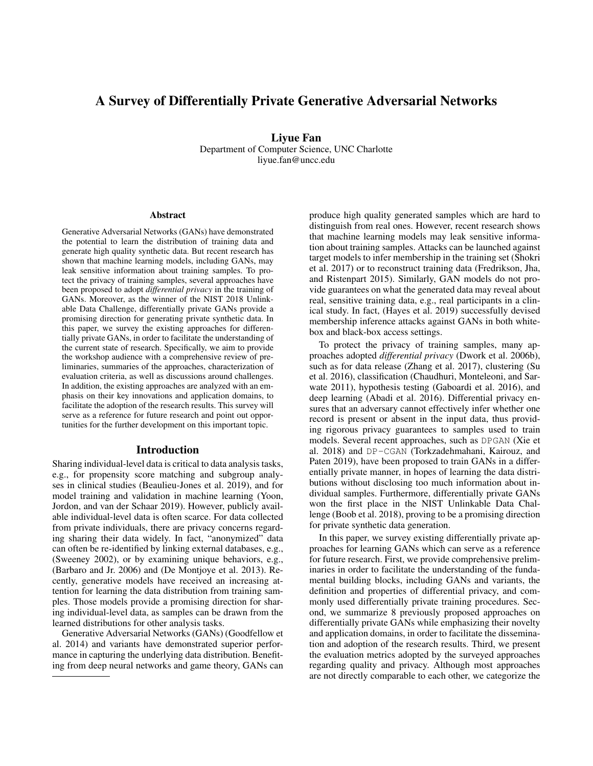# A Survey of Differentially Private Generative Adversarial Networks

**Liyue Fan**
Department of Computer Science, UNC Charlotte
liyue.fan@uncc.edu

## Abstract

Generative Adversarial Networks (GANs) have demonstrated the potential to learn the distribution of training data and generate high quality synthetic data. But recent research has shown that machine learning models, including GANs, may leak sensitive information about training samples. To protect the privacy of training samples, several approaches have been proposed to adopt *differential privacy* in the training of GANs. Moreover, as the winner of the NIST 2018 Unlinkable Data Challenge, differentially private GANs provide a promising direction for generating private synthetic data. In this paper, we survey the existing approaches for differentially private GANs, in order to facilitate the understanding of the current state of research. Specifically, we aim to provide the workshop audience with a comprehensive review of preliminaries, summaries of the approaches, characterization of evaluation criteria, as well as discussions around challenges. In addition, the existing approaches are analyzed with an emphasis on their key innovations and application domains, to facilitate the adoption of the research results. This survey will serve as a reference for future research and point out opportunities for the further development on this important topic.

## Introduction

Sharing individual-level data is critical to data analysis tasks, e.g., for propensity score matching and subgroup analyses in clinical studies (Beaulieu-Jones et al. 2019), and for model training and validation in machine learning (Yoon, Jordon, and van der Schaar 2019). However, publicly available individual-level data is often scarce. For data collected from private individuals, there are privacy concerns regarding sharing their data widely. In fact, "anonymized" data can often be re-identified by linking external databases, e.g., (Sweeney 2002), or by examining unique behaviors, e.g., (Barbaro and Jr. 2006) and (De Montjoye et al. 2013). Recently, generative models have received an increasing attention for learning the data distribution from training samples. Those models provide a promising direction for sharing individual-level data, as samples can be drawn from the learned distributions for other analysis tasks.

Generative Adversarial Networks (GANs) (Goodfellow et al. 2014) and variants have demonstrated superior performance in capturing the underlying data distribution. Benefiting from deep neural networks and game theory, GANs can produce high quality generated samples which are hard to distinguish from real ones. However, recent research shows that machine learning models may leak sensitive information about training samples. Attacks can be launched against target models to infer membership in the training set (Shokri et al. 2017) or to reconstruct training data (Fredrikson, Jha, and Ristenpart 2015). Similarly, GAN models do not provide guarantees on what the generated data may reveal about real, sensitive training data, e.g., real participants in a clinical study. In fact, (Hayes et al. 2019) successfully devised membership inference attacks against GANs in both white-box and black-box access settings.

To protect the privacy of training samples, many approaches adopted *differential privacy* (Dwork et al. 2006b), such as for data release (Zhang et al. 2017), clustering (Su et al. 2016), classification (Chaudhuri, Monteleoni, and Sarwate 2011), hypothesis testing (Gaboardi et al. 2016), and deep learning (Abadi et al. 2016). Differential privacy ensures that an adversary cannot effectively infer whether one record is present or absent in the input data, thus providing rigorous privacy guarantees to samples used to train models. Several recent approaches, such as `DPGAN` (Xie et al. 2018) and `DP-CGAN` (Torkzadehmahani, Kairouz, and Paten 2019), have been proposed to train GANs in a differentially private manner, in hopes of learning the data distributions without disclosing too much information about individual samples. Furthermore, differentially private GANs won the first place in the NIST Unlinkable Data Challenge (Boob et al. 2018), proving to be a promising direction for private synthetic data generation.

In this paper, we survey existing differentially private approaches for learning GANs which can serve as a reference for future research. First, we provide comprehensive preliminaries in order to facilitate the understanding of the fundamental building blocks, including GANs and variants, the definition and properties of differential privacy, and commonly used differentially private training procedures. Second, we summarize 8 previously proposed approaches on differentially private GANs while emphasizing their novelty and application domains, in order to facilitate the dissemination and adoption of the research results. Third, we present the evaluation metrics adopted by the surveyed approaches regarding quality and privacy. Although most approaches are not directly comparable to each other, we categorize the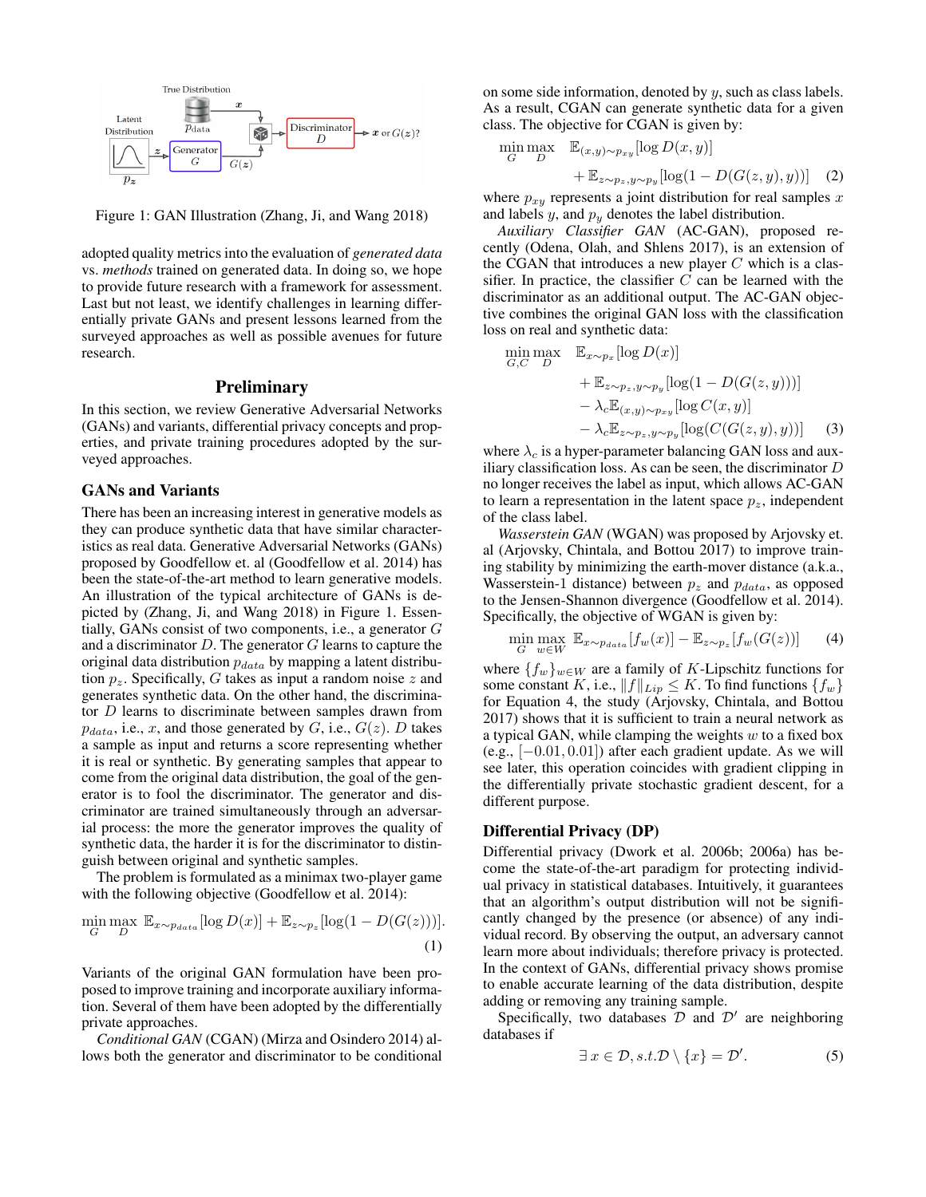Figure 1: GAN Illustration (Zhang, Ji, and Wang 2018)

adopted quality metrics into the evaluation of *generated data* vs. *methods* trained on generated data. In doing so, we hope to provide future research with a framework for assessment. Last but not least, we identify challenges in learning differentially private GANs and present lessons learned from the surveyed approaches as well as possible avenues for future research.

# Preliminary

In this section, we review Generative Adversarial Networks (GANs) and variants, differential privacy concepts and properties, and private training procedures adopted by the surveyed approaches.

## GANs and Variants

There has been an increasing interest in generative models as they can produce synthetic data that have similar characteristics as real data. Generative Adversarial Networks (GANs) proposed by Goodfellow et. al (Goodfellow et al. 2014) has been the state-of-the-art method to learn generative models. An illustration of the typical architecture of GANs is depicted by (Zhang, Ji, and Wang 2018) in Figure 1. Essentially, GANs consist of two components, i.e., a generator $G$ and a discriminator $D$. The generator $G$ learns to capture the original data distribution $p_{data}$ by mapping a latent distribution $p_z$. Specifically, $G$ takes as input a random noise $z$ and generates synthetic data. On the other hand, the discriminator $D$ learns to discriminate between samples drawn from $p_{data}$, i.e., $x$, and those generated by $G$, i.e., $G(z)$. $D$ takes a sample as input and returns a score representing whether it is real or synthetic. By generating samples that appear to come from the original data distribution, the goal of the generator is to fool the discriminator. The generator and discriminator are trained simultaneously through an adversarial process: the more the generator improves the quality of synthetic data, the harder it is for the discriminator to distinguish between original and synthetic samples.

The problem is formulated as a minimax two-player game with the following objective (Goodfellow et al. 2014):

$$\min_G \max_D \; \mathbb{E}_{x\sim p_{data}}[\log D(x)] + \mathbb{E}_{z\sim p_z}[\log(1 - D(G(z)))]. \tag{1}$$

Variants of the original GAN formulation have been proposed to improve training and incorporate auxiliary information. Several of them have been adopted by the differentially private approaches.

*Conditional GAN* (CGAN) (Mirza and Osindero 2014) allows both the generator and discriminator to be conditional on some side information, denoted by $y$, such as class labels. As a result, CGAN can generate synthetic data for a given class. The objective for CGAN is given by:

$$\min_G \max_D \quad \mathbb{E}_{(x,y)\sim p_{xy}}[\log D(x,y)] + \mathbb{E}_{z\sim p_z, y\sim p_y}[\log(1 - D(G(z,y),y))] \tag{2}$$

where $p_{xy}$ represents a joint distribution for real samples $x$ and labels $y$, and $p_y$ denotes the label distribution.

*Auxiliary Classifier GAN* (AC-GAN), proposed recently (Odena, Olah, and Shlens 2017), is an extension of the CGAN that introduces a new player $C$ which is a classifier. In practice, the classifier $C$ can be learned with the discriminator as an additional output. The AC-GAN objective combines the original GAN loss with the classification loss on real and synthetic data:

$$\begin{aligned}\min_{G,C} \max_D \quad & \mathbb{E}_{x\sim p_x}[\log D(x)] \\ & + \mathbb{E}_{z\sim p_z, y\sim p_y}[\log(1 - D(G(z,y)))] \\ & - \lambda_c \mathbb{E}_{(x,y)\sim p_{xy}}[\log C(x,y)] \\ & - \lambda_c \mathbb{E}_{z\sim p_z, y\sim p_y}[\log(C(G(z,y),y))]\end{aligned} \tag{3}$$

where $\lambda_c$ is a hyper-parameter balancing GAN loss and auxiliary classification loss. As can be seen, the discriminator $D$ no longer receives the label as input, which allows AC-GAN to learn a representation in the latent space $p_z$, independent of the class label.

*Wasserstein GAN* (WGAN) was proposed by Arjovsky et. al (Arjovsky, Chintala, and Bottou 2017) to improve training stability by minimizing the earth-mover distance (a.k.a., Wasserstein-1 distance) between $p_z$ and $p_{data}$, as opposed to the Jensen-Shannon divergence (Goodfellow et al. 2014). Specifically, the objective of WGAN is given by:

$$\min_G \max_{w\in W} \; \mathbb{E}_{x\sim p_{data}}[f_w(x)] - \mathbb{E}_{z\sim p_z}[f_w(G(z))] \tag{4}$$

where $\{f_w\}_{w\in W}$ are a family of $K$-Lipschitz functions for some constant $K$, i.e., $\|f\|_{Lip} \leq K$. To find functions $\{f_w\}$ for Equation 4, the study (Arjovsky, Chintala, and Bottou 2017) shows that it is sufficient to train a neural network as a typical GAN, while clamping the weights $w$ to a fixed box (e.g., $[-0.01, 0.01]$) after each gradient update. As we will see later, this operation coincides with gradient clipping in the differentially private stochastic gradient descent, for a different purpose.

## Differential Privacy (DP)

Differential privacy (Dwork et al. 2006b; 2006a) has become the state-of-the-art paradigm for protecting individual privacy in statistical databases. Intuitively, it guarantees that an algorithm's output distribution will not be significantly changed by the presence (or absence) of any individual record. By observing the output, an adversary cannot learn more about individuals; therefore privacy is protected. In the context of GANs, differential privacy shows promise to enable accurate learning of the data distribution, despite adding or removing any training sample.

Specifically, two databases $\mathcal{D}$ and $\mathcal{D}'$ are neighboring databases if

$$\exists\, x \in \mathcal{D}, s.t. \mathcal{D} \setminus \{x\} = \mathcal{D}'. \tag{5}$$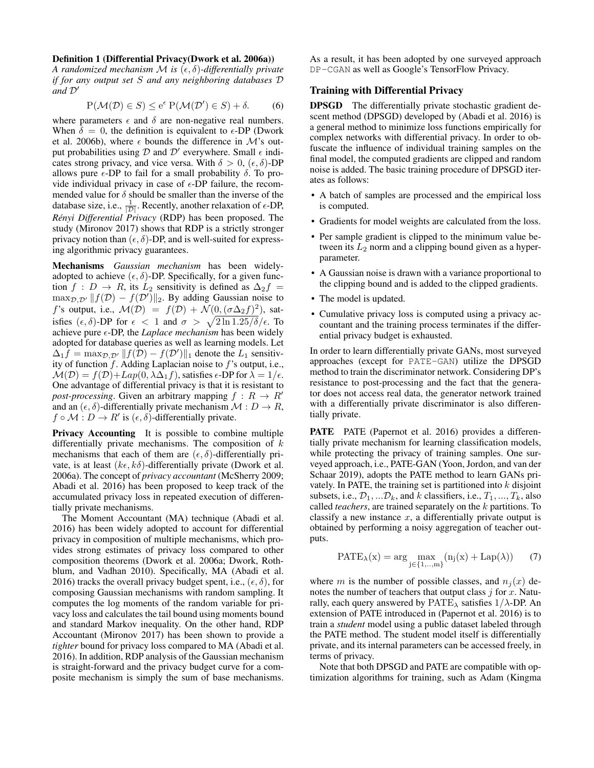**Definition 1 (Differential Privacy(Dwork et al. 2006a))** *A randomized mechanism $\mathcal{M}$ is $(\epsilon, \delta)$-differentially private if for any output set $S$ and any neighboring databases $\mathcal{D}$ and $\mathcal{D}'$*

$$\mathrm{P}(\mathcal{M}(\mathcal{D}) \in S) \leq \mathrm{e}^{\epsilon}\, \mathrm{P}(\mathcal{M}(\mathcal{D}') \in S) + \delta. \tag{6}$$

where parameters $\epsilon$ and $\delta$ are non-negative real numbers. When $\delta = 0$, the definition is equivalent to $\epsilon$-DP (Dwork et al. 2006b), where $\epsilon$ bounds the difference in $\mathcal{M}$'s output probabilities using $\mathcal{D}$ and $\mathcal{D}'$ everywhere. Small $\epsilon$ indicates strong privacy, and vice versa. With $\delta > 0$, $(\epsilon, \delta)$-DP allows pure $\epsilon$-DP to fail for a small probability $\delta$. To provide individual privacy in case of $\epsilon$-DP failure, the recommended value for $\delta$ should be smaller than the inverse of the database size, i.e., $\frac{1}{|\mathcal{D}|}$. Recently, another relaxation of $\epsilon$-DP, *Rényi Differential Privacy* (RDP) has been proposed. The study (Mironov 2017) shows that RDP is a strictly stronger privacy notion than $(\epsilon, \delta)$-DP, and is well-suited for expressing algorithmic privacy guarantees.

**Mechanisms** *Gaussian mechanism* has been widely-adopted to achieve $(\epsilon, \delta)$-DP. Specifically, for a given function $f : D \to R$, its $L_2$ sensitivity is defined as $\Delta_2 f = \max_{\mathcal{D},\mathcal{D}'} \|f(\mathcal{D}) - f(\mathcal{D}')\|_2$. By adding Gaussian noise to $f$'s output, i.e., $\mathcal{M}(\mathcal{D}) = f(\mathcal{D}) + \mathcal{N}(0, (\sigma \Delta_2 f)^2)$, satisfies $(\epsilon, \delta)$-DP for $\epsilon < 1$ and $\sigma > \sqrt{2 \ln 1.25/\delta}/\epsilon$. To achieve pure $\epsilon$-DP, the *Laplace mechanism* has been widely adopted for database queries as well as learning models. Let $\Delta_1 f = \max_{\mathcal{D},\mathcal{D}'} \|f(\mathcal{D}) - f(\mathcal{D}')\|_1$ denote the $L_1$ sensitivity of function $f$. Adding Laplacian noise to $f$'s output, i.e., $\mathcal{M}(\mathcal{D}) = f(\mathcal{D}) + Lap(0, \lambda \Delta_1 f)$, satisfies $\epsilon$-DP for $\lambda = 1/\epsilon$. One advantage of differential privacy is that it is resistant to *post-processing*. Given an arbitrary mapping $f : R \to R'$ and an $(\epsilon, \delta)$-differentially private mechanism $\mathcal{M} : D \to R$, $f \circ \mathcal{M} : D \to R'$ is $(\epsilon, \delta)$-differentially private.

**Privacy Accounting** It is possible to combine multiple differentially private mechanisms. The composition of $k$ mechanisms that each of them are $(\epsilon, \delta)$-differentially private, is at least $(k\epsilon, k\delta)$-differentially private (Dwork et al. 2006a). The concept of *privacy accountant* (McSherry 2009; Abadi et al. 2016) has been proposed to keep track of the accumulated privacy loss in repeated execution of differentially private mechanisms.

The Moment Accountant (MA) technique (Abadi et al. 2016) has been widely adopted to account for differential privacy in composition of multiple mechanisms, which provides strong estimates of privacy loss compared to other composition theorems (Dwork et al. 2006a; Dwork, Rothblum, and Vadhan 2010). Specifically, MA (Abadi et al. 2016) tracks the overall privacy budget spent, i.e., $(\epsilon, \delta)$, for composing Gaussian mechanisms with random sampling. It computes the log moments of the random variable for privacy loss and calculates the tail bound using moments bound and standard Markov inequality. On the other hand, RDP Accountant (Mironov 2017) has been shown to provide a *tighter* bound for privacy loss compared to MA (Abadi et al. 2016). In addition, RDP analysis of the Gaussian mechanism is straight-forward and the privacy budget curve for a composite mechanism is simply the sum of base mechanisms. As a result, it has been adopted by one surveyed approach DP-CGAN as well as Google's TensorFlow Privacy.

## Training with Differential Privacy

**DPSGD** The differentially private stochastic gradient descent method (DPSGD) developed by (Abadi et al. 2016) is a general method to minimize loss functions empirically for complex networks with differential privacy. In order to obfuscate the influence of individual training samples on the final model, the computed gradients are clipped and random noise is added. The basic training procedure of DPSGD iterates as follows:

- A batch of samples are processed and the empirical loss is computed.
- Gradients for model weights are calculated from the loss.
- Per sample gradient is clipped to the minimum value between its $L_2$ norm and a clipping bound given as a hyperparameter.
- A Gaussian noise is drawn with a variance proportional to the clipping bound and is added to the clipped gradients.
- The model is updated.
- Cumulative privacy loss is computed using a privacy accountant and the training process terminates if the differential privacy budget is exhausted.

In order to learn differentially private GANs, most surveyed approaches (except for PATE-GAN) utilize the DPSGD method to train the discriminator network. Considering DP's resistance to post-processing and the fact that the generator does not access real data, the generator network trained with a differentially private discriminator is also differentially private.

**PATE** PATE (Papernot et al. 2016) provides a differentially private mechanism for learning classification models, while protecting the privacy of training samples. One surveyed approach, i.e., PATE-GAN (Yoon, Jordon, and van der Schaar 2019), adopts the PATE method to learn GANs privately. In PATE, the training set is partitioned into $k$ disjoint subsets, i.e., $\mathcal{D}_1, ...\mathcal{D}_k$, and $k$ classifiers, i.e., $T_1, ..., T_k$, also called *teachers*, are trained separately on the $k$ partitions. To classify a new instance $x$, a differentially private output is obtained by performing a noisy aggregation of teacher outputs.

$$\mathrm{PATE}_{\lambda}(\mathrm{x}) = \arg\max_{\mathrm{j} \in \{1,..,\mathrm{m}\}} (\mathrm{n_j}(\mathrm{x}) + \mathrm{Lap}(\lambda)) \tag{7}$$

where $m$ is the number of possible classes, and $n_j(x)$ denotes the number of teachers that output class $j$ for $x$. Naturally, each query answered by $\mathrm{PATE}_{\lambda}$ satisfies $1/\lambda$-DP. An extension of PATE introduced in (Papernot et al. 2016) is to train a *student* model using a public dataset labeled through the PATE method. The student model itself is differentially private, and its internal parameters can be accessed freely, in terms of privacy.

Note that both DPSGD and PATE are compatible with optimization algorithms for training, such as Adam (Kingma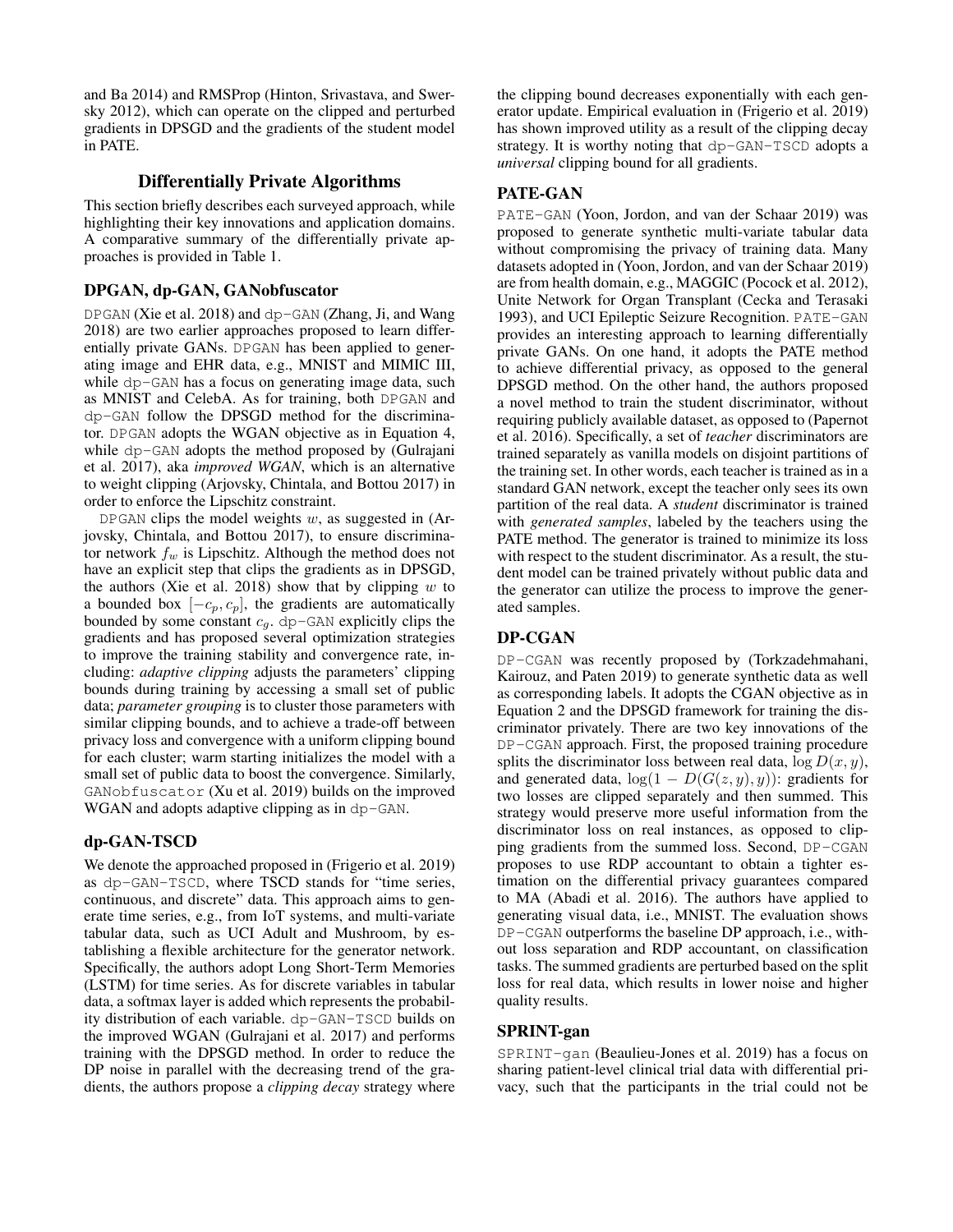and Ba 2014) and RMSProp (Hinton, Srivastava, and Swersky 2012), which can operate on the clipped and perturbed gradients in DPSGD and the gradients of the student model in PATE.

## Differentially Private Algorithms

This section briefly describes each surveyed approach, while highlighting their key innovations and application domains. A comparative summary of the differentially private approaches is provided in Table 1.

### DPGAN, dp-GAN, GANobfuscator

`DPGAN` (Xie et al. 2018) and `dp-GAN` (Zhang, Ji, and Wang 2018) are two earlier approaches proposed to learn differentially private GANs. `DPGAN` has been applied to generating image and EHR data, e.g., MNIST and MIMIC III, while `dp-GAN` has a focus on generating image data, such as MNIST and CelebA. As for training, both `DPGAN` and `dp-GAN` follow the DPSGD method for the discriminator. `DPGAN` adopts the WGAN objective as in Equation 4, while `dp-GAN` adopts the method proposed by (Gulrajani et al. 2017), aka *improved WGAN*, which is an alternative to weight clipping (Arjovsky, Chintala, and Bottou 2017) in order to enforce the Lipschitz constraint.

`DPGAN` clips the model weights $w$, as suggested in (Arjovsky, Chintala, and Bottou 2017), to ensure discriminator network $f_w$ is Lipschitz. Although the method does not have an explicit step that clips the gradients as in DPSGD, the authors (Xie et al. 2018) show that by clipping $w$ to a bounded box $[-c_p, c_p]$, the gradients are automatically bounded by some constant $c_g$. `dp-GAN` explicitly clips the gradients and has proposed several optimization strategies to improve the training stability and convergence rate, including: *adaptive clipping* adjusts the parameters' clipping bounds during training by accessing a small set of public data; *parameter grouping* is to cluster those parameters with similar clipping bounds, and to achieve a trade-off between privacy loss and convergence with a uniform clipping bound for each cluster; warm starting initializes the model with a small set of public data to boost the convergence. Similarly, `GANobfuscator` (Xu et al. 2019) builds on the improved WGAN and adopts adaptive clipping as in `dp-GAN`.

### dp-GAN-TSCD

We denote the approached proposed in (Frigerio et al. 2019) as `dp-GAN-TSCD`, where TSCD stands for "time series, continuous, and discrete" data. This approach aims to generate time series, e.g., from IoT systems, and multi-variate tabular data, such as UCI Adult and Mushroom, by establishing a flexible architecture for the generator network. Specifically, the authors adopt Long Short-Term Memories (LSTM) for time series. As for discrete variables in tabular data, a softmax layer is added which represents the probability distribution of each variable. `dp-GAN-TSCD` builds on the improved WGAN (Gulrajani et al. 2017) and performs training with the DPSGD method. In order to reduce the DP noise in parallel with the decreasing trend of the gradients, the authors propose a *clipping decay* strategy where the clipping bound decreases exponentially with each generator update. Empirical evaluation in (Frigerio et al. 2019) has shown improved utility as a result of the clipping decay strategy. It is worthy noting that `dp-GAN-TSCD` adopts a *universal* clipping bound for all gradients.

### PATE-GAN

`PATE-GAN` (Yoon, Jordon, and van der Schaar 2019) was proposed to generate synthetic multi-variate tabular data without compromising the privacy of training data. Many datasets adopted in (Yoon, Jordon, and van der Schaar 2019) are from health domain, e.g., MAGGIC (Pocock et al. 2012), Unite Network for Organ Transplant (Cecka and Terasaki 1993), and UCI Epileptic Seizure Recognition. `PATE-GAN` provides an interesting approach to learning differentially private GANs. On one hand, it adopts the PATE method to achieve differential privacy, as opposed to the general DPSGD method. On the other hand, the authors proposed a novel method to train the student discriminator, without requiring publicly available dataset, as opposed to (Papernot et al. 2016). Specifically, a set of *teacher* discriminators are trained separately as vanilla models on disjoint partitions of the training set. In other words, each teacher is trained as in a standard GAN network, except the teacher only sees its own partition of the real data. A *student* discriminator is trained with *generated samples*, labeled by the teachers using the PATE method. The generator is trained to minimize its loss with respect to the student discriminator. As a result, the student model can be trained privately without public data and the generator can utilize the process to improve the generated samples.

### DP-CGAN

`DP-CGAN` was recently proposed by (Torkzadehmahani, Kairouz, and Paten 2019) to generate synthetic data as well as corresponding labels. It adopts the CGAN objective as in Equation 2 and the DPSGD framework for training the discriminator privately. There are two key innovations of the `DP-CGAN` approach. First, the proposed training procedure splits the discriminator loss between real data, $\log D(x, y)$, and generated data, $\log(1 - D(G(z, y), y))$: gradients for two losses are clipped separately and then summed. This strategy would preserve more useful information from the discriminator loss on real instances, as opposed to clipping gradients from the summed loss. Second, `DP-CGAN` proposes to use RDP accountant to obtain a tighter estimation on the differential privacy guarantees compared to MA (Abadi et al. 2016). The authors have applied to generating visual data, i.e., MNIST. The evaluation shows `DP-CGAN` outperforms the baseline DP approach, i.e., without loss separation and RDP accountant, on classification tasks. The summed gradients are perturbed based on the split loss for real data, which results in lower noise and higher quality results.

### SPRINT-gan

`SPRINT-gan` (Beaulieu-Jones et al. 2019) has a focus on sharing patient-level clinical trial data with differential privacy, such that the participants in the trial could not be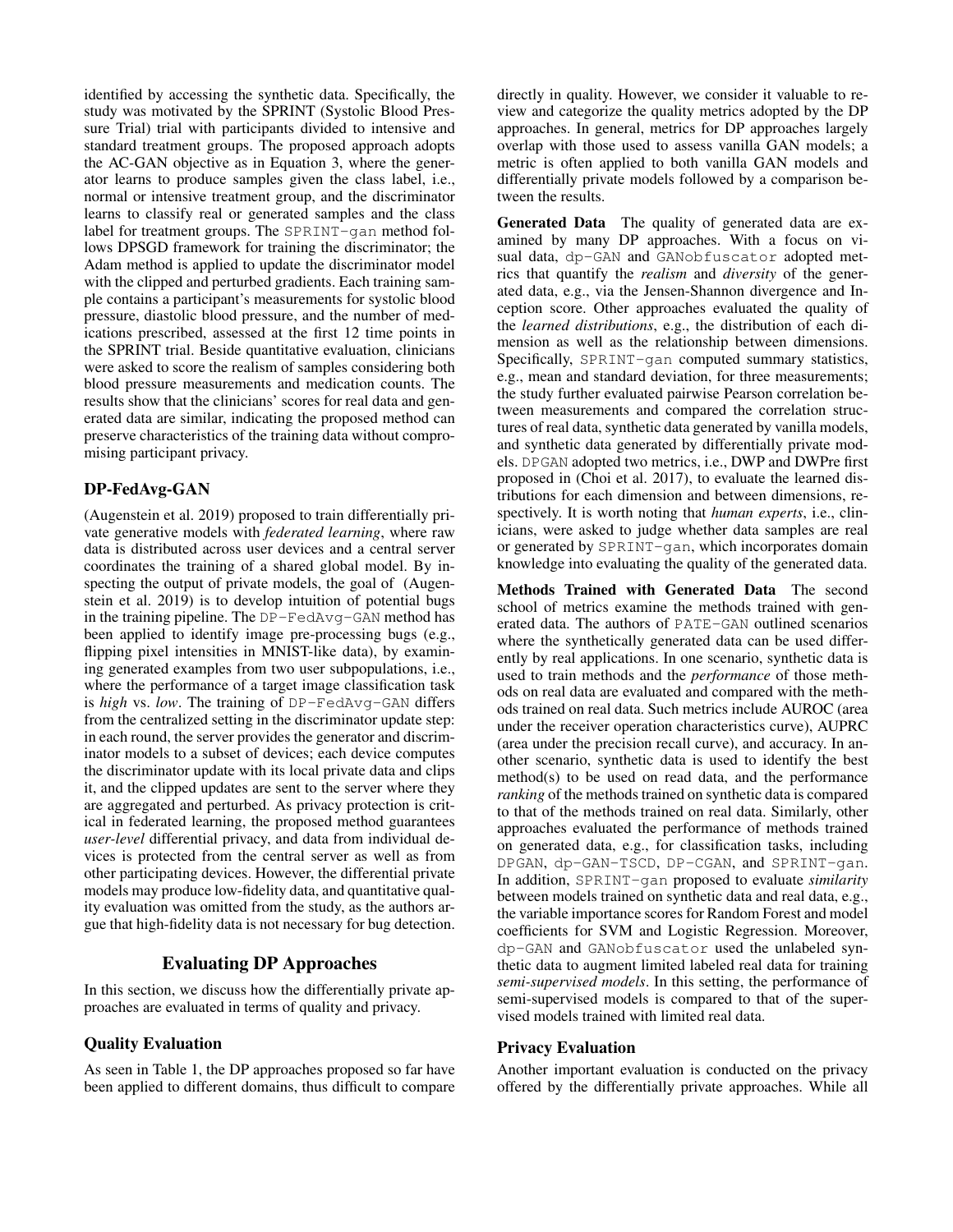identified by accessing the synthetic data. Specifically, the study was motivated by the SPRINT (Systolic Blood Pressure Trial) trial with participants divided to intensive and standard treatment groups. The proposed approach adopts the AC-GAN objective as in Equation 3, where the generator learns to produce samples given the class label, i.e., normal or intensive treatment group, and the discriminator learns to classify real or generated samples and the class label for treatment groups. The `SPRINT-gan` method follows DPSGD framework for training the discriminator; the Adam method is applied to update the discriminator model with the clipped and perturbed gradients. Each training sample contains a participant's measurements for systolic blood pressure, diastolic blood pressure, and the number of medications prescribed, assessed at the first 12 time points in the SPRINT trial. Beside quantitative evaluation, clinicians were asked to score the realism of samples considering both blood pressure measurements and medication counts. The results show that the clinicians' scores for real data and generated data are similar, indicating the proposed method can preserve characteristics of the training data without compromising participant privacy.

### DP-FedAvg-GAN

(Augenstein et al. 2019) proposed to train differentially private generative models with *federated learning*, where raw data is distributed across user devices and a central server coordinates the training of a shared global model. By inspecting the output of private models, the goal of (Augenstein et al. 2019) is to develop intuition of potential bugs in the training pipeline. The `DP-FedAvg-GAN` method has been applied to identify image pre-processing bugs (e.g., flipping pixel intensities in MNIST-like data), by examining generated examples from two user subpopulations, i.e., where the performance of a target image classification task is *high* vs. *low*. The training of `DP-FedAvg-GAN` differs from the centralized setting in the discriminator update step: in each round, the server provides the generator and discriminator models to a subset of devices; each device computes the discriminator update with its local private data and clips it, and the clipped updates are sent to the server where they are aggregated and perturbed. As privacy protection is critical in federated learning, the proposed method guarantees *user-level* differential privacy, and data from individual devices is protected from the central server as well as from other participating devices. However, the differential private models may produce low-fidelity data, and quantitative quality evaluation was omitted from the study, as the authors argue that high-fidelity data is not necessary for bug detection.

## Evaluating DP Approaches

In this section, we discuss how the differentially private approaches are evaluated in terms of quality and privacy.

### Quality Evaluation

As seen in Table 1, the DP approaches proposed so far have been applied to different domains, thus difficult to compare directly in quality. However, we consider it valuable to review and categorize the quality metrics adopted by the DP approaches. In general, metrics for DP approaches largely overlap with those used to assess vanilla GAN models; a metric is often applied to both vanilla GAN models and differentially private models followed by a comparison between the results.

**Generated Data** The quality of generated data are examined by many DP approaches. With a focus on visual data, `dp-GAN` and `GANobfuscator` adopted metrics that quantify the *realism* and *diversity* of the generated data, e.g., via the Jensen-Shannon divergence and Inception score. Other approaches evaluated the quality of the *learned distributions*, e.g., the distribution of each dimension as well as the relationship between dimensions. Specifically, `SPRINT-gan` computed summary statistics, e.g., mean and standard deviation, for three measurements; the study further evaluated pairwise Pearson correlation between measurements and compared the correlation structures of real data, synthetic data generated by vanilla models, and synthetic data generated by differentially private models. `DPGAN` adopted two metrics, i.e., DWP and DWPre first proposed in (Choi et al. 2017), to evaluate the learned distributions for each dimension and between dimensions, respectively. It is worth noting that *human experts*, i.e., clinicians, were asked to judge whether data samples are real or generated by `SPRINT-gan`, which incorporates domain knowledge into evaluating the quality of the generated data.

**Methods Trained with Generated Data** The second school of metrics examine the methods trained with generated data. The authors of `PATE-GAN` outlined scenarios where the synthetically generated data can be used differently by real applications. In one scenario, synthetic data is used to train methods and the *performance* of those methods on real data are evaluated and compared with the methods trained on real data. Such metrics include AUROC (area under the receiver operation characteristics curve), AUPRC (area under the precision recall curve), and accuracy. In another scenario, synthetic data is used to identify the best method(s) to be used on read data, and the performance *ranking* of the methods trained on synthetic data is compared to that of the methods trained on real data. Similarly, other approaches evaluated the performance of methods trained on generated data, e.g., for classification tasks, including `DPGAN`, `dp-GAN-TSCD`, `DP-CGAN`, and `SPRINT-gan`. In addition, `SPRINT-gan` proposed to evaluate *similarity* between models trained on synthetic data and real data, e.g., the variable importance scores for Random Forest and model coefficients for SVM and Logistic Regression. Moreover, `dp-GAN` and `GANobfuscator` used the unlabeled synthetic data to augment limited labeled real data for training *semi-supervised models*. In this setting, the performance of semi-supervised models is compared to that of the supervised models trained with limited real data.

### Privacy Evaluation

Another important evaluation is conducted on the privacy offered by the differentially private approaches. While all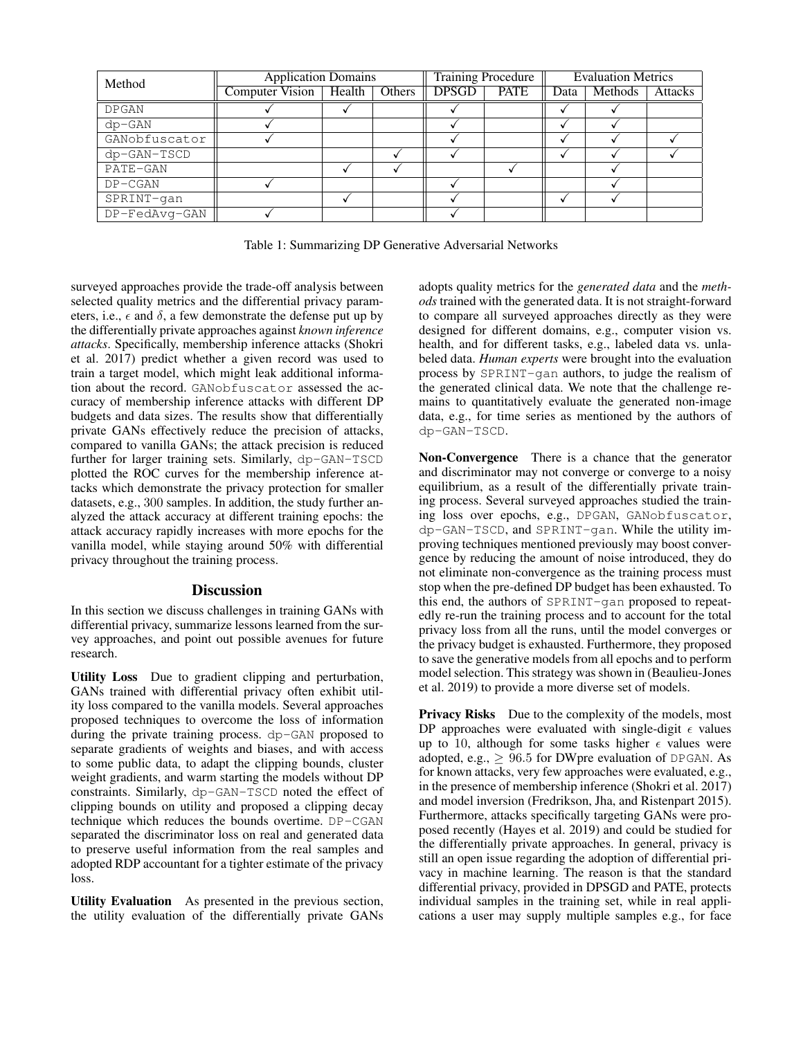| Method | Application Domains | | | Training Procedure | | Evaluation Metrics | | |
|---|---|---|---|---|---|---|---|---|
| | Computer Vision | Health | Others | DPSGD | PATE | Data | Methods | Attacks |
| DPGAN | ✓ | ✓ | | ✓ | | ✓ | ✓ | |
| dp-GAN | ✓ | | | ✓ | | ✓ | ✓ | |
| GANobfuscator | ✓ | | | ✓ | | ✓ | ✓ | ✓ |
| dp-GAN-TSCD | | | ✓ | ✓ | | ✓ | ✓ | ✓ |
| PATE-GAN | | ✓ | ✓ | | ✓ | | ✓ | |
| DP-CGAN | ✓ | | | ✓ | | | ✓ | |
| SPRINT-gan | | ✓ | | ✓ | | ✓ | ✓ | |
| DP-FedAvg-GAN | ✓ | | | ✓ | | | | |

Table 1: Summarizing DP Generative Adversarial Networks

surveyed approaches provide the trade-off analysis between selected quality metrics and the differential privacy parameters, i.e., $\epsilon$ and $\delta$, a few demonstrate the defense put up by the differentially private approaches against *known inference attacks*. Specifically, membership inference attacks (Shokri et al. 2017) predict whether a given record was used to train a target model, which might leak additional information about the record. GANobfuscator assessed the accuracy of membership inference attacks with different DP budgets and data sizes. The results show that differentially private GANs effectively reduce the precision of attacks, compared to vanilla GANs; the attack precision is reduced further for larger training sets. Similarly, dp-GAN-TSCD plotted the ROC curves for the membership inference attacks which demonstrate the privacy protection for smaller datasets, e.g., 300 samples. In addition, the study further analyzed the attack accuracy at different training epochs: the attack accuracy rapidly increases with more epochs for the vanilla model, while staying around 50% with differential privacy throughout the training process.

## Discussion

In this section we discuss challenges in training GANs with differential privacy, summarize lessons learned from the survey approaches, and point out possible avenues for future research.

**Utility Loss** Due to gradient clipping and perturbation, GANs trained with differential privacy often exhibit utility loss compared to the vanilla models. Several approaches proposed techniques to overcome the loss of information during the private training process. dp-GAN proposed to separate gradients of weights and biases, and with access to some public data, to adapt the clipping bounds, cluster weight gradients, and warm starting the models without DP constraints. Similarly, dp-GAN-TSCD noted the effect of clipping bounds on utility and proposed a clipping decay technique which reduces the bounds overtime. DP-CGAN separated the discriminator loss on real and generated data to preserve useful information from the real samples and adopted RDP accountant for a tighter estimate of the privacy loss.

**Utility Evaluation** As presented in the previous section, the utility evaluation of the differentially private GANs adopts quality metrics for the *generated data* and the *methods* trained with the generated data. It is not straight-forward to compare all surveyed approaches directly as they were designed for different domains, e.g., computer vision vs. health, and for different tasks, e.g., labeled data vs. unlabeled data. *Human experts* were brought into the evaluation process by SPRINT-gan authors, to judge the realism of the generated clinical data. We note that the challenge remains to quantitatively evaluate the generated non-image data, e.g., for time series as mentioned by the authors of dp-GAN-TSCD.

**Non-Convergence** There is a chance that the generator and discriminator may not converge or converge to a noisy equilibrium, as a result of the differentially private training process. Several surveyed approaches studied the training loss over epochs, e.g., DPGAN, GANobfuscator, dp-GAN-TSCD, and SPRINT-gan. While the utility improving techniques mentioned previously may boost convergence by reducing the amount of noise introduced, they do not eliminate non-convergence as the training process must stop when the pre-defined DP budget has been exhausted. To this end, the authors of SPRINT-gan proposed to repeatedly re-run the training process and to account for the total privacy loss from all the runs, until the model converges or the privacy budget is exhausted. Furthermore, they proposed to save the generative models from all epochs and to perform model selection. This strategy was shown in (Beaulieu-Jones et al. 2019) to provide a more diverse set of models.

**Privacy Risks** Due to the complexity of the models, most DP approaches were evaluated with single-digit $\epsilon$ values up to 10, although for some tasks higher $\epsilon$ values were adopted, e.g., $\geq 96.5$ for DWpre evaluation of DPGAN. As for known attacks, very few approaches were evaluated, e.g., in the presence of membership inference (Shokri et al. 2017) and model inversion (Fredrikson, Jha, and Ristenpart 2015). Furthermore, attacks specifically targeting GANs were proposed recently (Hayes et al. 2019) and could be studied for the differentially private approaches. In general, privacy is still an open issue regarding the adoption of differential privacy in machine learning. The reason is that the standard differential privacy, provided in DPSGD and PATE, protects individual samples in the training set, while in real applications a user may supply multiple samples e.g., for face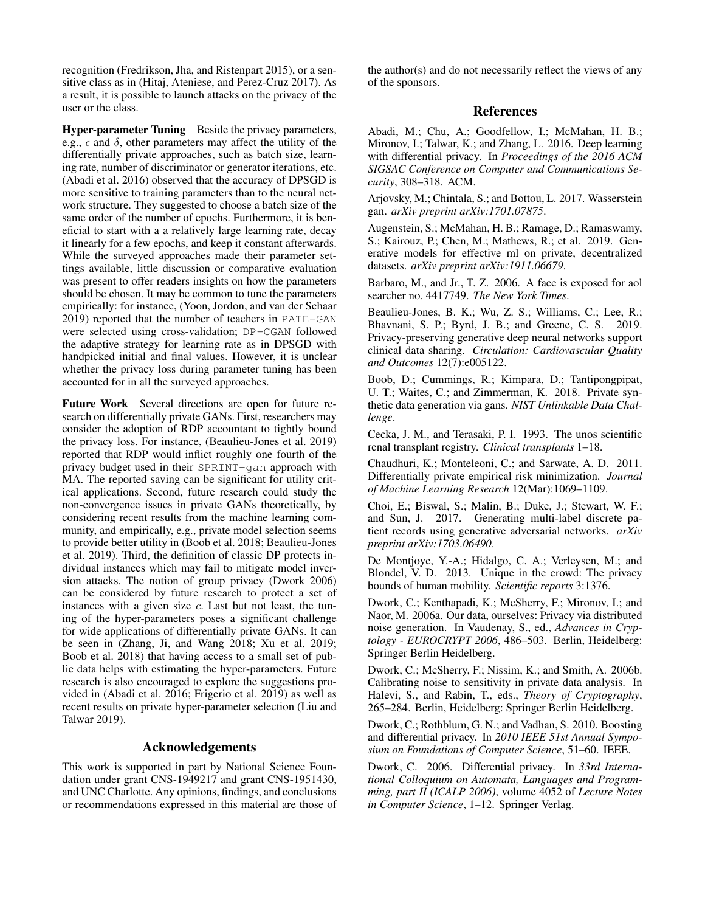recognition (Fredrikson, Jha, and Ristenpart 2015), or a sensitive class as in (Hitaj, Ateniese, and Perez-Cruz 2017). As a result, it is possible to launch attacks on the privacy of the user or the class.

**Hyper-parameter Tuning** Beside the privacy parameters, e.g., $\epsilon$ and $\delta$, other parameters may affect the utility of the differentially private approaches, such as batch size, learning rate, number of discriminator or generator iterations, etc. (Abadi et al. 2016) observed that the accuracy of DPSGD is more sensitive to training parameters than to the neural network structure. They suggested to choose a batch size of the same order of the number of epochs. Furthermore, it is beneficial to start with a a relatively large learning rate, decay it linearly for a few epochs, and keep it constant afterwards. While the surveyed approaches made their parameter settings available, little discussion or comparative evaluation was present to offer readers insights on how the parameters should be chosen. It may be common to tune the parameters empirically: for instance, (Yoon, Jordon, and van der Schaar 2019) reported that the number of teachers in PATE-GAN were selected using cross-validation; DP-CGAN followed the adaptive strategy for learning rate as in DPSGD with handpicked initial and final values. However, it is unclear whether the privacy loss during parameter tuning has been accounted for in all the surveyed approaches.

**Future Work** Several directions are open for future research on differentially private GANs. First, researchers may consider the adoption of RDP accountant to tightly bound the privacy loss. For instance, (Beaulieu-Jones et al. 2019) reported that RDP would inflict roughly one fourth of the privacy budget used in their SPRINT-gan approach with MA. The reported saving can be significant for utility critical applications. Second, future research could study the non-convergence issues in private GANs theoretically, by considering recent results from the machine learning community, and empirically, e.g., private model selection seems to provide better utility in (Boob et al. 2018; Beaulieu-Jones et al. 2019). Third, the definition of classic DP protects individual instances which may fail to mitigate model inversion attacks. The notion of group privacy (Dwork 2006) can be considered by future research to protect a set of instances with a given size $c$. Last but not least, the tuning of the hyper-parameters poses a significant challenge for wide applications of differentially private GANs. It can be seen in (Zhang, Ji, and Wang 2018; Xu et al. 2019; Boob et al. 2018) that having access to a small set of public data helps with estimating the hyper-parameters. Future research is also encouraged to explore the suggestions provided in (Abadi et al. 2016; Frigerio et al. 2019) as well as recent results on private hyper-parameter selection (Liu and Talwar 2019).

## Acknowledgements

This work is supported in part by National Science Foundation under grant CNS-1949217 and grant CNS-1951430, and UNC Charlotte. Any opinions, findings, and conclusions or recommendations expressed in this material are those of the author(s) and do not necessarily reflect the views of any of the sponsors.

## References

Abadi, M.; Chu, A.; Goodfellow, I.; McMahan, H. B.; Mironov, I.; Talwar, K.; and Zhang, L. 2016. Deep learning with differential privacy. In *Proceedings of the 2016 ACM SIGSAC Conference on Computer and Communications Security*, 308–318. ACM.

Arjovsky, M.; Chintala, S.; and Bottou, L. 2017. Wasserstein gan. *arXiv preprint arXiv:1701.07875*.

Augenstein, S.; McMahan, H. B.; Ramage, D.; Ramaswamy, S.; Kairouz, P.; Chen, M.; Mathews, R.; et al. 2019. Generative models for effective ml on private, decentralized datasets. *arXiv preprint arXiv:1911.06679*.

Barbaro, M., and Jr., T. Z. 2006. A face is exposed for aol searcher no. 4417749. *The New York Times*.

Beaulieu-Jones, B. K.; Wu, Z. S.; Williams, C.; Lee, R.; Bhavnani, S. P.; Byrd, J. B.; and Greene, C. S. 2019. Privacy-preserving generative deep neural networks support clinical data sharing. *Circulation: Cardiovascular Quality and Outcomes* 12(7):e005122.

Boob, D.; Cummings, R.; Kimpara, D.; Tantipongpipat, U. T.; Waites, C.; and Zimmerman, K. 2018. Private synthetic data generation via gans. *NIST Unlinkable Data Challenge*.

Cecka, J. M., and Terasaki, P. I. 1993. The unos scientific renal transplant registry. *Clinical transplants* 1–18.

Chaudhuri, K.; Monteleoni, C.; and Sarwate, A. D. 2011. Differentially private empirical risk minimization. *Journal of Machine Learning Research* 12(Mar):1069–1109.

Choi, E.; Biswal, S.; Malin, B.; Duke, J.; Stewart, W. F.; and Sun, J. 2017. Generating multi-label discrete patient records using generative adversarial networks. *arXiv preprint arXiv:1703.06490*.

De Montjoye, Y.-A.; Hidalgo, C. A.; Verleysen, M.; and Blondel, V. D. 2013. Unique in the crowd: The privacy bounds of human mobility. *Scientific reports* 3:1376.

Dwork, C.; Kenthapadi, K.; McSherry, F.; Mironov, I.; and Naor, M. 2006a. Our data, ourselves: Privacy via distributed noise generation. In Vaudenay, S., ed., *Advances in Cryptology - EUROCRYPT 2006*, 486–503. Berlin, Heidelberg: Springer Berlin Heidelberg.

Dwork, C.; McSherry, F.; Nissim, K.; and Smith, A. 2006b. Calibrating noise to sensitivity in private data analysis. In Halevi, S., and Rabin, T., eds., *Theory of Cryptography*, 265–284. Berlin, Heidelberg: Springer Berlin Heidelberg.

Dwork, C.; Rothblum, G. N.; and Vadhan, S. 2010. Boosting and differential privacy. In *2010 IEEE 51st Annual Symposium on Foundations of Computer Science*, 51–60. IEEE.

Dwork, C. 2006. Differential privacy. In *33rd International Colloquium on Automata, Languages and Programming, part II (ICALP 2006)*, volume 4052 of *Lecture Notes in Computer Science*, 1–12. Springer Verlag.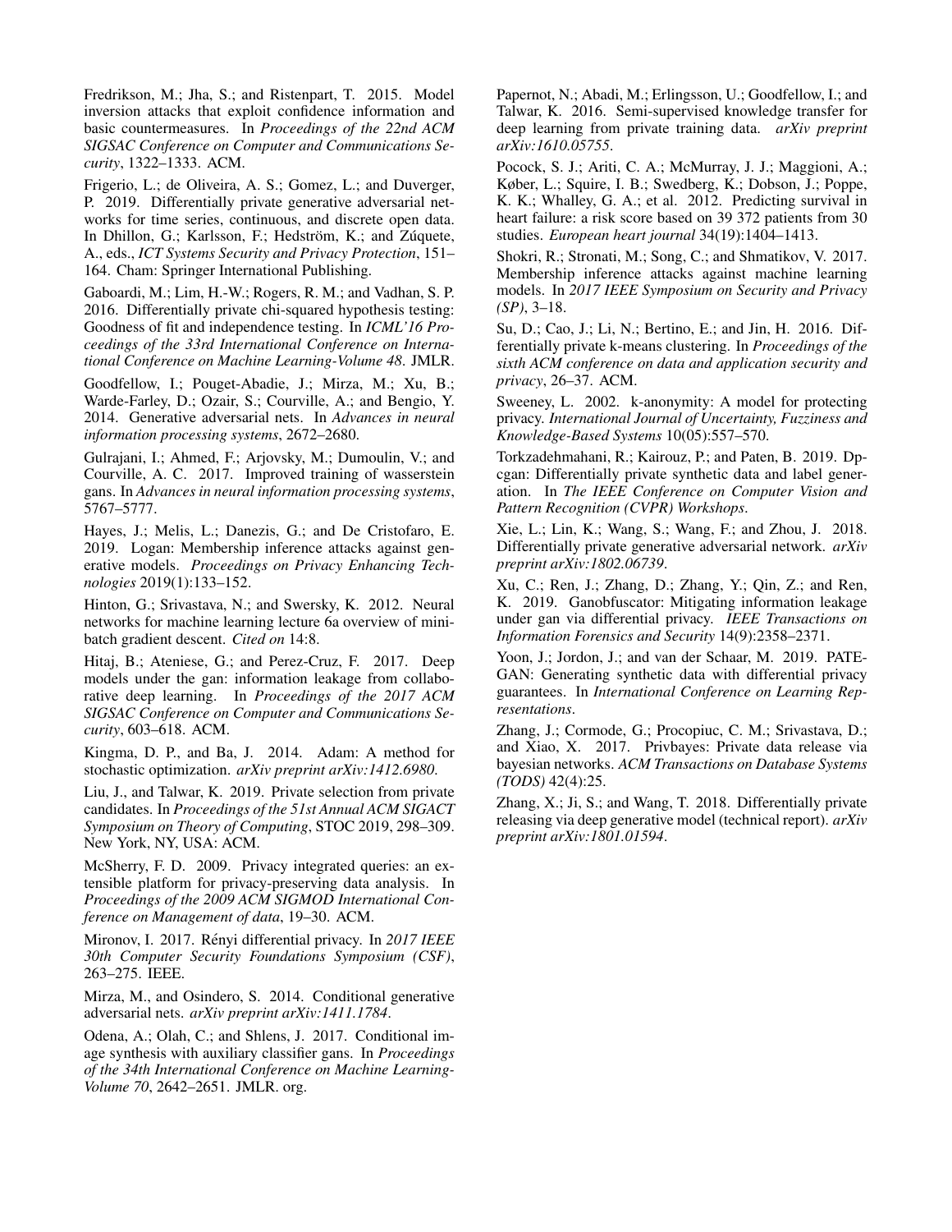Fredrikson, M.; Jha, S.; and Ristenpart, T. 2015. Model inversion attacks that exploit confidence information and basic countermeasures. In *Proceedings of the 22nd ACM SIGSAC Conference on Computer and Communications Security*, 1322–1333. ACM.

Frigerio, L.; de Oliveira, A. S.; Gomez, L.; and Duverger, P. 2019. Differentially private generative adversarial networks for time series, continuous, and discrete open data. In Dhillon, G.; Karlsson, F.; Hedström, K.; and Zúquete, A., eds., *ICT Systems Security and Privacy Protection*, 151–164. Cham: Springer International Publishing.

Gaboardi, M.; Lim, H.-W.; Rogers, R. M.; and Vadhan, S. P. 2016. Differentially private chi-squared hypothesis testing: Goodness of fit and independence testing. In *ICML'16 Proceedings of the 33rd International Conference on International Conference on Machine Learning-Volume 48*. JMLR.

Goodfellow, I.; Pouget-Abadie, J.; Mirza, M.; Xu, B.; Warde-Farley, D.; Ozair, S.; Courville, A.; and Bengio, Y. 2014. Generative adversarial nets. In *Advances in neural information processing systems*, 2672–2680.

Gulrajani, I.; Ahmed, F.; Arjovsky, M.; Dumoulin, V.; and Courville, A. C. 2017. Improved training of wasserstein gans. In *Advances in neural information processing systems*, 5767–5777.

Hayes, J.; Melis, L.; Danezis, G.; and De Cristofaro, E. 2019. Logan: Membership inference attacks against generative models. *Proceedings on Privacy Enhancing Technologies* 2019(1):133–152.

Hinton, G.; Srivastava, N.; and Swersky, K. 2012. Neural networks for machine learning lecture 6a overview of mini-batch gradient descent. *Cited on* 14:8.

Hitaj, B.; Ateniese, G.; and Perez-Cruz, F. 2017. Deep models under the gan: information leakage from collaborative deep learning. In *Proceedings of the 2017 ACM SIGSAC Conference on Computer and Communications Security*, 603–618. ACM.

Kingma, D. P., and Ba, J. 2014. Adam: A method for stochastic optimization. *arXiv preprint arXiv:1412.6980*.

Liu, J., and Talwar, K. 2019. Private selection from private candidates. In *Proceedings of the 51st Annual ACM SIGACT Symposium on Theory of Computing*, STOC 2019, 298–309. New York, NY, USA: ACM.

McSherry, F. D. 2009. Privacy integrated queries: an extensible platform for privacy-preserving data analysis. In *Proceedings of the 2009 ACM SIGMOD International Conference on Management of data*, 19–30. ACM.

Mironov, I. 2017. Rényi differential privacy. In *2017 IEEE 30th Computer Security Foundations Symposium (CSF)*, 263–275. IEEE.

Mirza, M., and Osindero, S. 2014. Conditional generative adversarial nets. *arXiv preprint arXiv:1411.1784*.

Odena, A.; Olah, C.; and Shlens, J. 2017. Conditional image synthesis with auxiliary classifier gans. In *Proceedings of the 34th International Conference on Machine Learning-Volume 70*, 2642–2651. JMLR. org.

Papernot, N.; Abadi, M.; Erlingsson, U.; Goodfellow, I.; and Talwar, K. 2016. Semi-supervised knowledge transfer for deep learning from private training data. *arXiv preprint arXiv:1610.05755*.

Pocock, S. J.; Ariti, C. A.; McMurray, J. J.; Maggioni, A.; Køber, L.; Squire, I. B.; Swedberg, K.; Dobson, J.; Poppe, K. K.; Whalley, G. A.; et al. 2012. Predicting survival in heart failure: a risk score based on 39 372 patients from 30 studies. *European heart journal* 34(19):1404–1413.

Shokri, R.; Stronati, M.; Song, C.; and Shmatikov, V. 2017. Membership inference attacks against machine learning models. In *2017 IEEE Symposium on Security and Privacy (SP)*, 3–18.

Su, D.; Cao, J.; Li, N.; Bertino, E.; and Jin, H. 2016. Differentially private k-means clustering. In *Proceedings of the sixth ACM conference on data and application security and privacy*, 26–37. ACM.

Sweeney, L. 2002. k-anonymity: A model for protecting privacy. *International Journal of Uncertainty, Fuzziness and Knowledge-Based Systems* 10(05):557–570.

Torkzadehmahani, R.; Kairouz, P.; and Paten, B. 2019. Dp-cgan: Differentially private synthetic data and label generation. In *The IEEE Conference on Computer Vision and Pattern Recognition (CVPR) Workshops*.

Xie, L.; Lin, K.; Wang, S.; Wang, F.; and Zhou, J. 2018. Differentially private generative adversarial network. *arXiv preprint arXiv:1802.06739*.

Xu, C.; Ren, J.; Zhang, D.; Zhang, Y.; Qin, Z.; and Ren, K. 2019. Ganobfuscator: Mitigating information leakage under gan via differential privacy. *IEEE Transactions on Information Forensics and Security* 14(9):2358–2371.

Yoon, J.; Jordon, J.; and van der Schaar, M. 2019. PATE-GAN: Generating synthetic data with differential privacy guarantees. In *International Conference on Learning Representations*.

Zhang, J.; Cormode, G.; Procopiuc, C. M.; Srivastava, D.; and Xiao, X. 2017. Privbayes: Private data release via bayesian networks. *ACM Transactions on Database Systems (TODS)* 42(4):25.

Zhang, X.; Ji, S.; and Wang, T. 2018. Differentially private releasing via deep generative model (technical report). *arXiv preprint arXiv:1801.01594*.